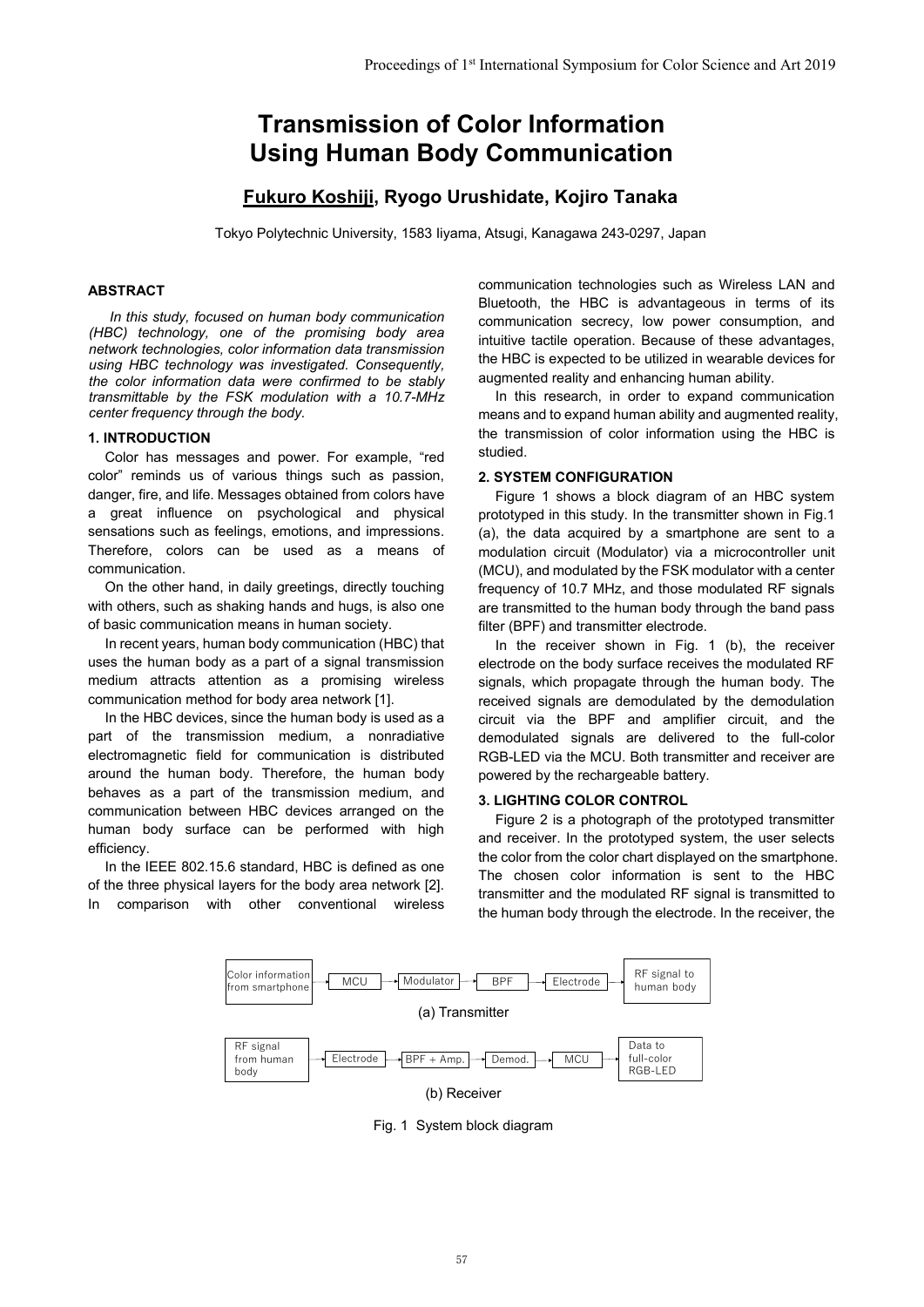# Transmission of Color Information Using Human Body Communication

**Fukuro Koshiji, Ryogo Urushidate, Kojiro Tanaka**

Tokyo Polytechnic University, 1583 Iiyama, Atsugi, Kanagawa 243-0297, Japan

## ABSTRACT

*In this study, focused on human body communication (HBC) technology, one of the promising body area network technologies, color information data transmission using HBC technology was investigated. Consequently, the color information data were confirmed to be stably transmittable by the FSK modulation with a 10.7-MHz center frequency through the body.*

## 1. INTRODUCTION

Color has messages and power. For example, "red color" reminds us of various things such as passion, danger, fire, and life. Messages obtained from colors have a great influence on psychological and physical sensations such as feelings, emotions, and impressions. Therefore, colors can be used as a means of communication.

On the other hand, in daily greetings, directly touching with others, such as shaking hands and hugs, is also one of basic communication means in human society.

In recent years, human body communication (HBC) that uses the human body as a part of a signal transmission medium attracts attention as a promising wireless communication method for body area network [1].

In the HBC devices, since the human body is used as a part of the transmission medium, a nonradiative electromagnetic field for communication is distributed around the human body. Therefore, the human body behaves as a part of the transmission medium, and communication between HBC devices arranged on the human body surface can be performed with high efficiency.

In the IEEE 802.15.6 standard, HBC is defined as one of the three physical layers for the body area network [2]. In comparison with other conventional wireless communication technologies such as Wireless LAN and Bluetooth, the HBC is advantageous in terms of its communication secrecy, low power consumption, and intuitive tactile operation. Because of these advantages, the HBC is expected to be utilized in wearable devices for augmented reality and enhancing human ability.

In this research, in order to expand communication means and to expand human ability and augmented reality, the transmission of color information using the HBC is studied.

## 2. SYSTEM CONFIGURATION

Figure 1 shows a block diagram of an HBC system prototyped in this study. In the transmitter shown in Fig.1 (a), the data acquired by a smartphone are sent to a modulation circuit (Modulator) via a microcontroller unit (MCU), and modulated by the FSK modulator with a center frequency of 10.7 MHz, and those modulated RF signals are transmitted to the human body through the band pass filter (BPF) and transmitter electrode.

In the receiver shown in Fig. 1 (b), the receiver electrode on the body surface receives the modulated RF signals, which propagate through the human body. The received signals are demodulated by the demodulation circuit via the BPF and amplifier circuit, and the demodulated signals are delivered to the full-color RGB-LED via the MCU. Both transmitter and receiver are powered by the rechargeable battery.

## 3. LIGHTING COLOR CONTROL

Figure 2 is a photograph of the prototyped transmitter and receiver. In the prototyped system, the user selects the color from the color chart displayed on the smartphone. The chosen color information is sent to the HBC transmitter and the modulated RF signal is transmitted to the human body through the electrode. In the receiver, the

Color information from smartphone → MCU → Modulator → BPF → Electrode → RF signal to human body

(a) Transmitter

RF signal from human body → Electrode → BPF + Amp. → Demod. → MCU → Data to full-color RGB-LED

(b) Receiver

Fig. 1 System block diagram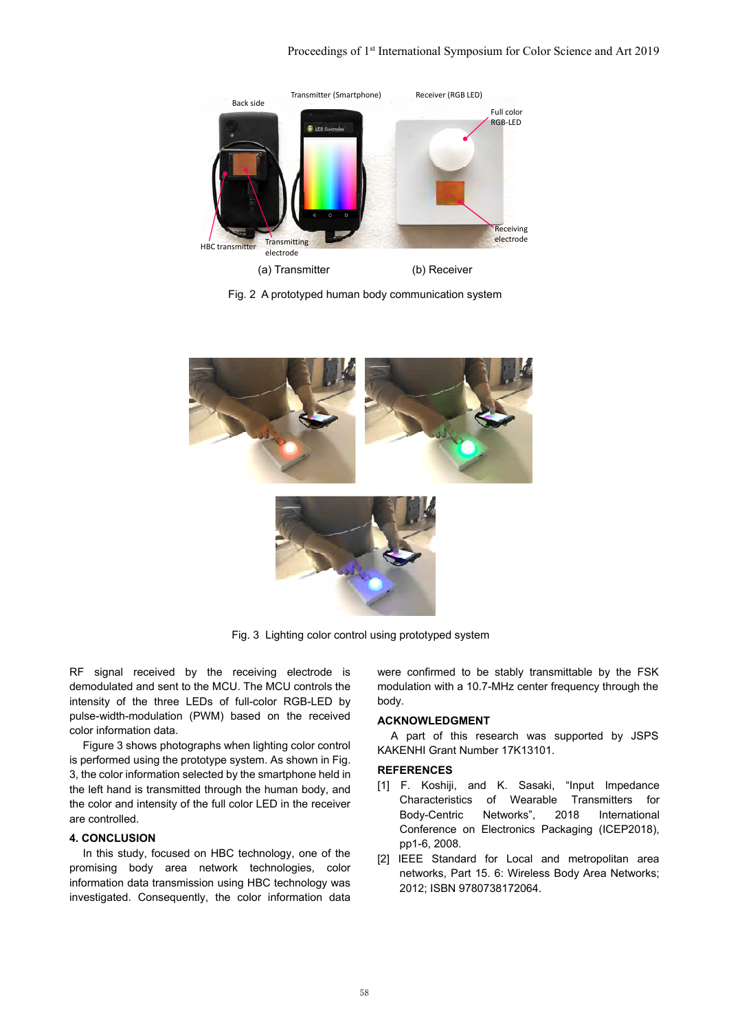Back side

Transmitter (Smartphone)

Receiver (RGB LED)

Full color RGB-LED

HBC transmitter

Transmitting electrode

Receiving electrode

(a) Transmitter

(b) Receiver

Fig. 2 A prototyped human body communication system

Fig. 3 Lighting color control using prototyped system

RF signal received by the receiving electrode is demodulated and sent to the MCU. The MCU controls the intensity of the three LEDs of full-color RGB-LED by pulse-width-modulation (PWM) based on the received color information data.

Figure 3 shows photographs when lighting color control is performed using the prototype system. As shown in Fig. 3, the color information selected by the smartphone held in the left hand is transmitted through the human body, and the color and intensity of the full color LED in the receiver are controlled.

## 4. CONCLUSION

In this study, focused on HBC technology, one of the promising body area network technologies, color information data transmission using HBC technology was investigated. Consequently, the color information data were confirmed to be stably transmittable by the FSK modulation with a 10.7-MHz center frequency through the body.

## ACKNOWLEDGMENT

A part of this research was supported by JSPS KAKENHI Grant Number 17K13101.

## REFERENCES

[1] F. Koshiji, and K. Sasaki, "Input Impedance Characteristics of Wearable Transmitters for Body-Centric Networks", 2018 International Conference on Electronics Packaging (ICEP2018), pp1-6, 2008.

[2] IEEE Standard for Local and metropolitan area networks, Part 15. 6: Wireless Body Area Networks; 2012; ISBN 9780738172064.